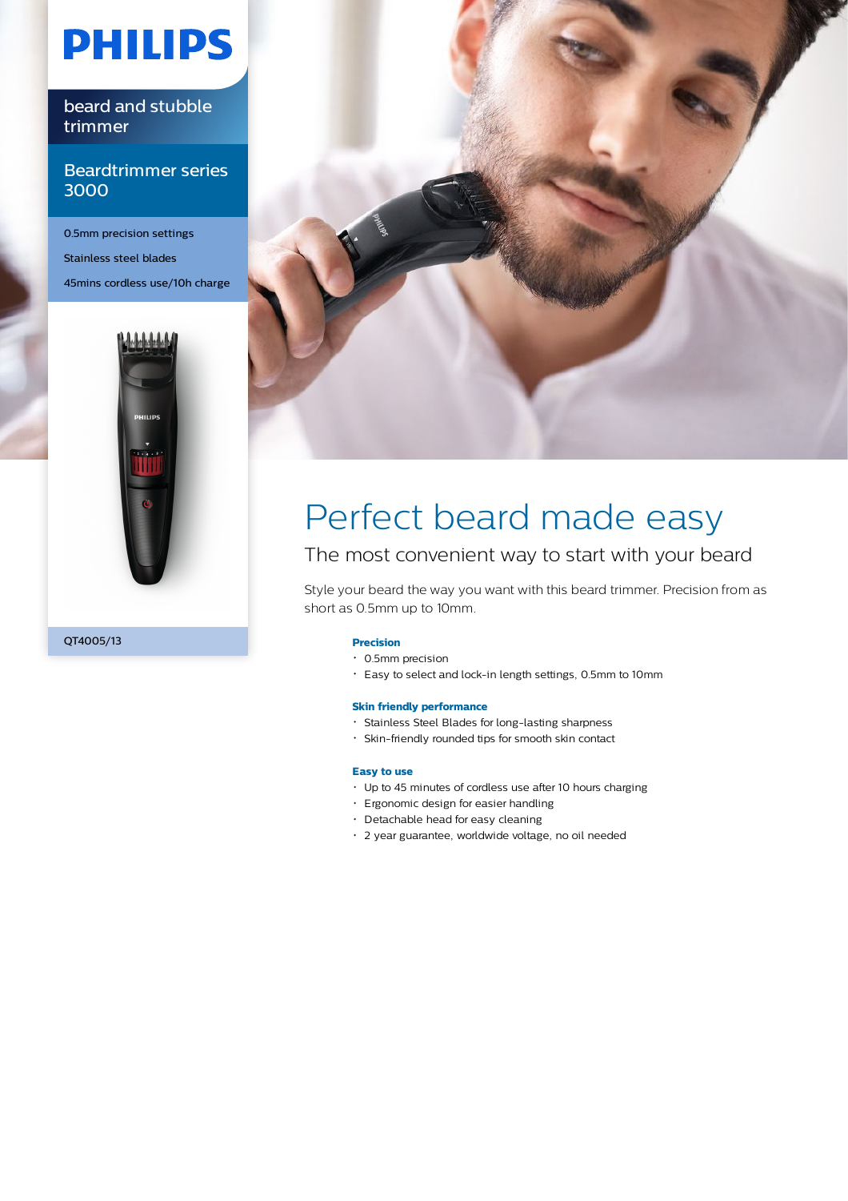PHILIPS

beard and stubble trimmer

Beardtrimmer series 3000

0.5mm precision settings

Stainless steel blades

45mins cordless use/10h charge

QT4005/13

# Perfect beard made easy

## The most convenient way to start with your beard

Style your beard the way you want with this beard trimmer. Precision from as short as 0.5mm up to 10mm.

### Precision

- 0.5mm precision
- Easy to select and lock-in length settings, 0.5mm to 10mm

### Skin friendly performance

- Stainless Steel Blades for long-lasting sharpness
- Skin-friendly rounded tips for smooth skin contact

### Easy to use

- Up to 45 minutes of cordless use after 10 hours charging
- Ergonomic design for easier handling
- Detachable head for easy cleaning
- 2 year guarantee, worldwide voltage, no oil needed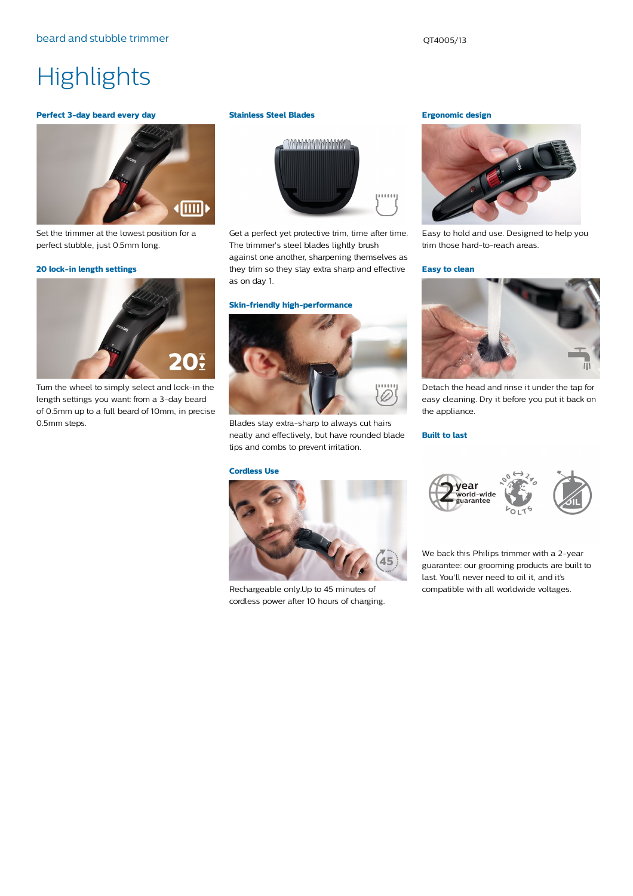# Highlights

### Perfect 3-day beard every day

Set the trimmer at the lowest position for a perfect stubble, just 0.5mm long.

### 20 lock-in length settings

Turn the wheel to simply select and lock-in the length settings you want: from a 3-day beard of 0.5mm up to a full beard of 10mm, in precise 0.5mm steps.

### Stainless Steel Blades

Get a perfect yet protective trim, time after time. The trimmer's steel blades lightly brush against one another, sharpening themselves as they trim so they stay extra sharp and effective as on day 1.

### Skin-friendly high-performance

Blades stay extra-sharp to always cut hairs neatly and effectively, but have rounded blade tips and combs to prevent irritation.

### Cordless Use

Rechargeable only.Up to 45 minutes of cordless power after 10 hours of charging.

### Ergonomic design

Easy to hold and use. Designed to help you trim those hard-to-reach areas.

### Easy to clean

Detach the head and rinse it under the tap for easy cleaning. Dry it before you put it back on the appliance.

### Built to last

We back this Philips trimmer with a 2-year guarantee: our grooming products are built to last. You'll never need to oil it, and it's compatible with all worldwide voltages.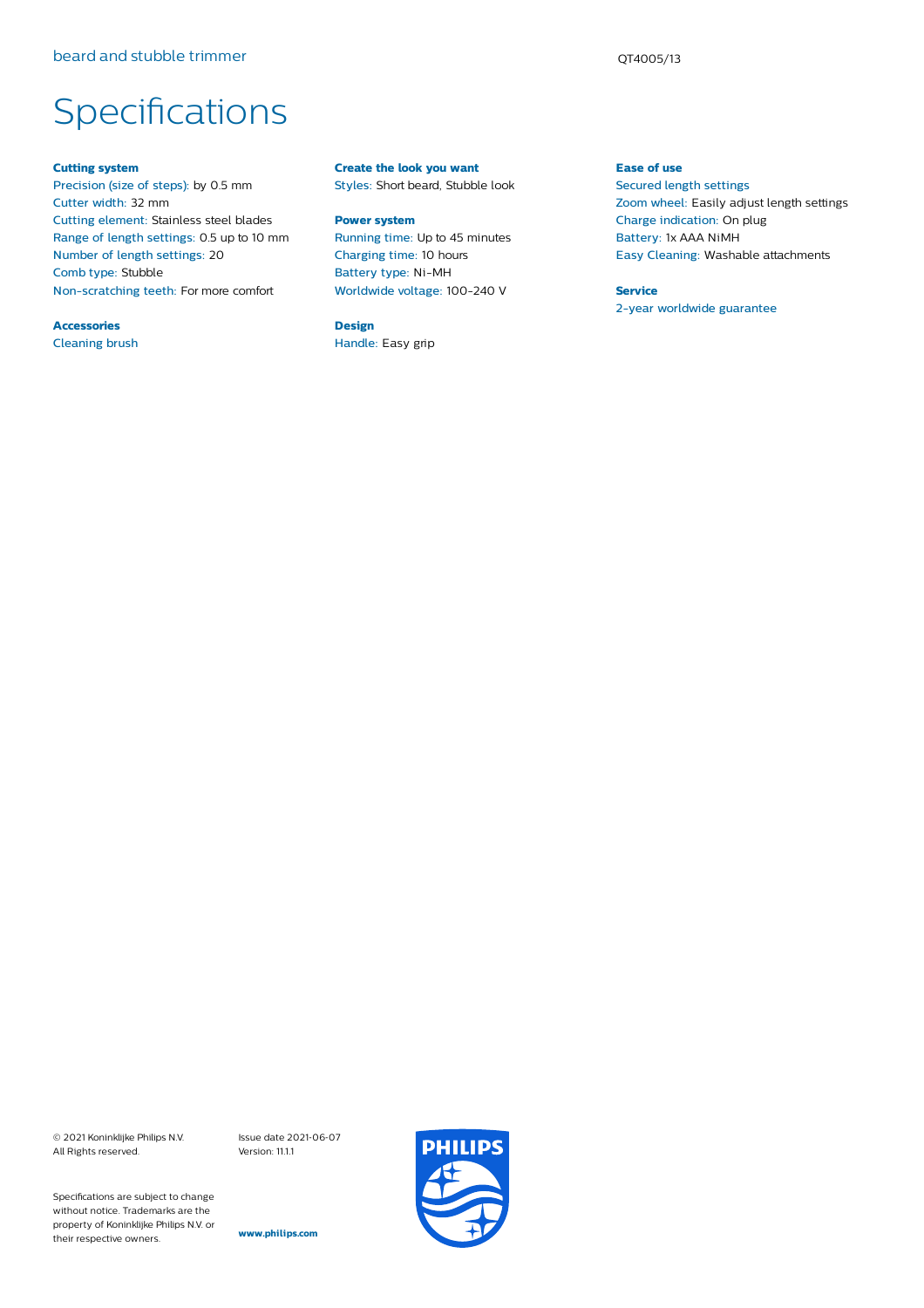beard and stubble trimmer

QT4005/13

# Specifications

### Cutting system

- Precision (size of steps): by 0.5 mm
- Cutter width: 32 mm
- Cutting element: Stainless steel blades
- Range of length settings: 0.5 up to 10 mm
- Number of length settings: 20
- Comb type: Stubble
- Non-scratching teeth: For more comfort

### Accessories

- Cleaning brush

### Create the look you want

- Styles: Short beard, Stubble look

### Power system

- Running time: Up to 45 minutes
- Charging time: 10 hours
- Battery type: Ni-MH
- Worldwide voltage: 100-240 V

### Design

- Handle: Easy grip

### Ease of use

- Secured length settings
- Zoom wheel: Easily adjust length settings
- Charge indication: On plug
- Battery: 1x AAA NiMH
- Easy Cleaning: Washable attachments

### Service

- 2-year worldwide guarantee

© 2021 Koninklijke Philips N.V.
All Rights reserved.

Specifications are subject to change without notice. Trademarks are the property of Koninklijke Philips N.V. or their respective owners.

Issue date 2021-06-07
Version: 11.1.1

www.philips.com